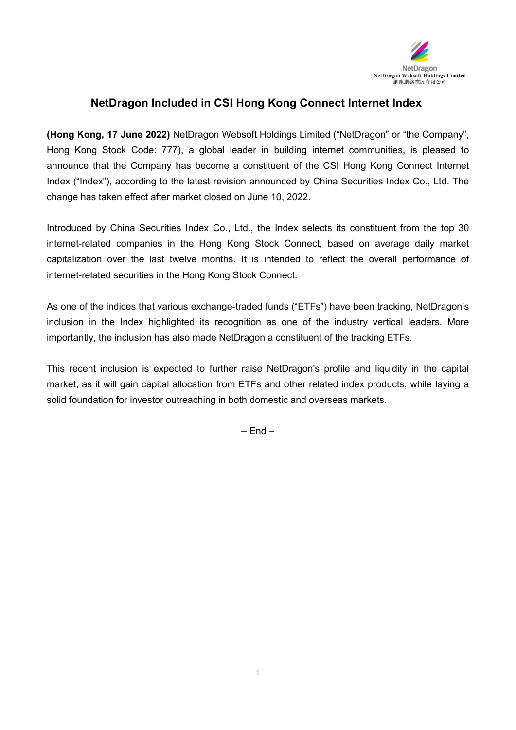NetDragon

NetDragon Websoft Holdings Limited
網龍網絡控股有限公司

# NetDragon Included in CSI Hong Kong Connect Internet Index

**(Hong Kong, 17 June 2022)** NetDragon Websoft Holdings Limited ("NetDragon" or "the Company", Hong Kong Stock Code: 777), a global leader in building internet communities, is pleased to announce that the Company has become a constituent of the CSI Hong Kong Connect Internet Index ("Index"), according to the latest revision announced by China Securities Index Co., Ltd. The change has taken effect after market closed on June 10, 2022.

Introduced by China Securities Index Co., Ltd., the Index selects its constituent from the top 30 internet-related companies in the Hong Kong Stock Connect, based on average daily market capitalization over the last twelve months. It is intended to reflect the overall performance of internet-related securities in the Hong Kong Stock Connect.

As one of the indices that various exchange-traded funds ("ETFs") have been tracking, NetDragon's inclusion in the Index highlighted its recognition as one of the industry vertical leaders. More importantly, the inclusion has also made NetDragon a constituent of the tracking ETFs.

This recent inclusion is expected to further raise NetDragon's profile and liquidity in the capital market, as it will gain capital allocation from ETFs and other related index products, while laying a solid foundation for investor outreaching in both domestic and overseas markets.

– End –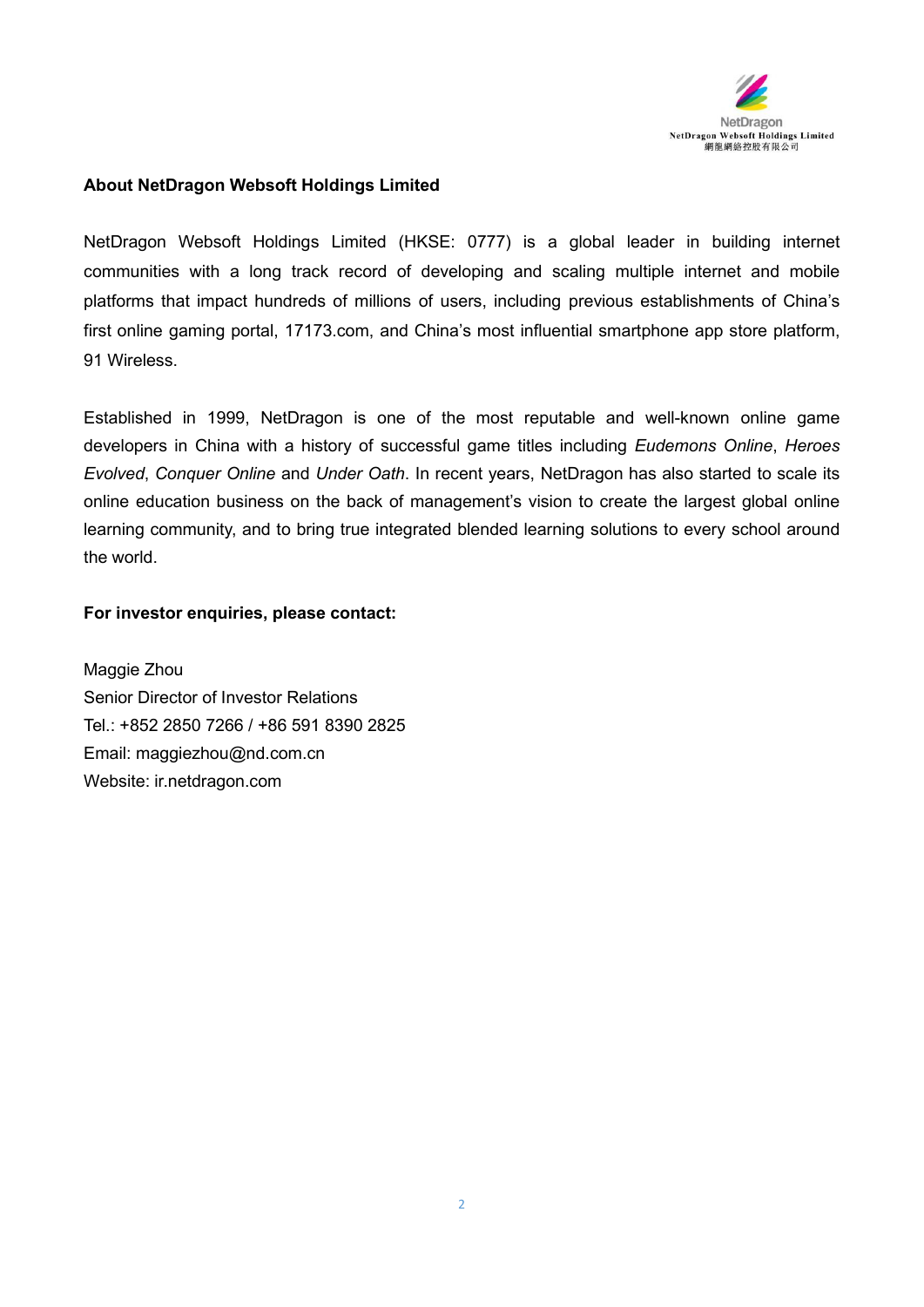**About NetDragon Websoft Holdings Limited**

NetDragon Websoft Holdings Limited (HKSE: 0777) is a global leader in building internet communities with a long track record of developing and scaling multiple internet and mobile platforms that impact hundreds of millions of users, including previous establishments of China's first online gaming portal, 17173.com, and China's most influential smartphone app store platform, 91 Wireless.

Established in 1999, NetDragon is one of the most reputable and well-known online game developers in China with a history of successful game titles including *Eudemons Online*, *Heroes Evolved*, *Conquer Online* and *Under Oath*. In recent years, NetDragon has also started to scale its online education business on the back of management's vision to create the largest global online learning community, and to bring true integrated blended learning solutions to every school around the world.

**For investor enquiries, please contact:**

Maggie Zhou
Senior Director of Investor Relations
Tel.: +852 2850 7266 / +86 591 8390 2825
Email: maggiezhou@nd.com.cn
Website: ir.netdragon.com